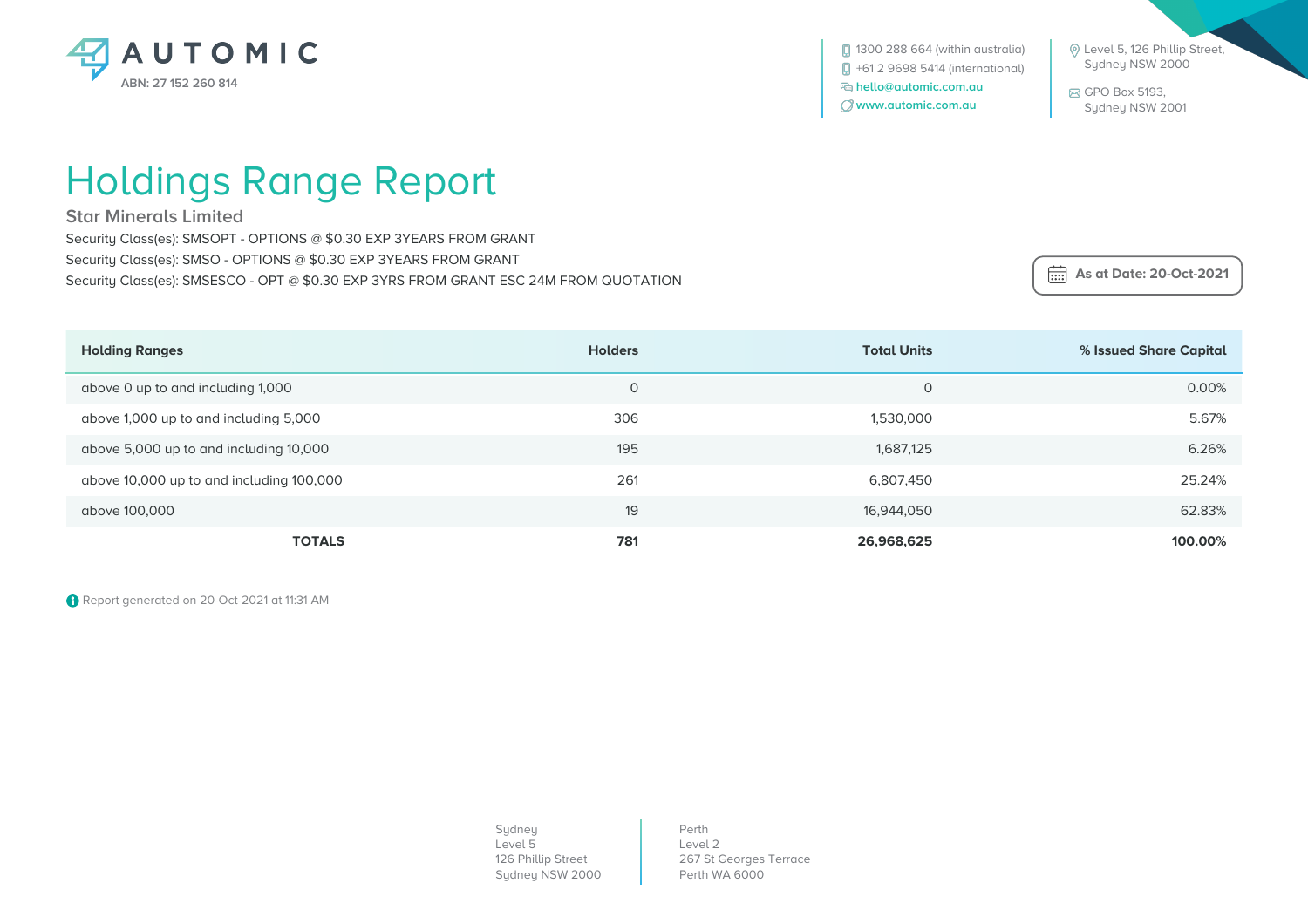AUTOMIC
ABN: 27 152 260 814

1300 288 664 (within australia)
+61 2 9698 5414 (international)
hello@automic.com.au
www.automic.com.au

Level 5, 126 Phillip Street, Sydney NSW 2000

GPO Box 5193, Sydney NSW 2001

# Holdings Range Report

## Star Minerals Limited

Security Class(es): SMSOPT - OPTIONS @ $0.30 EXP 3YEARS FROM GRANT
Security Class(es): SMSO - OPTIONS @ $0.30 EXP 3YEARS FROM GRANT
Security Class(es): SMSESCO - OPT @ $0.30 EXP 3YRS FROM GRANT ESC 24M FROM QUOTATION

**As at Date: 20-Oct-2021**

| Holding Ranges | Holders | Total Units | % Issued Share Capital |
|---|---|---|---|
| above 0 up to and including 1,000 | 0 | 0 | 0.00% |
| above 1,000 up to and including 5,000 | 306 | 1,530,000 | 5.67% |
| above 5,000 up to and including 10,000 | 195 | 1,687,125 | 6.26% |
| above 10,000 up to and including 100,000 | 261 | 6,807,450 | 25.24% |
| above 100,000 | 19 | 16,944,050 | 62.83% |
| **TOTALS** | **781** | **26,968,625** | **100.00%** |

Report generated on 20-Oct-2021 at 11:31 AM

Sydney
Level 5
126 Phillip Street
Sydney NSW 2000

Perth
Level 2
267 St Georges Terrace
Perth WA 6000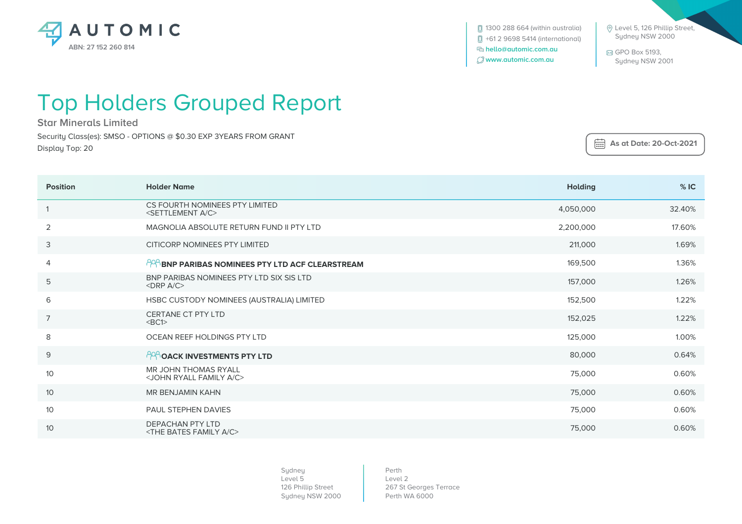AUTOMIC

ABN: 27 152 260 814

1300 288 664 (within australia)
+61 2 9698 5414 (international)
hello@automic.com.au
www.automic.com.au

Level 5, 126 Phillip Street, Sydney NSW 2000

GPO Box 5193, Sydney NSW 2001

# Top Holders Grouped Report

## Star Minerals Limited

Security Class(es): SMSO - OPTIONS @ $0.30 EXP 3YEARS FROM GRANT

Display Top: 20

**As at Date: 20-Oct-2021**

| Position | Holder Name | Holding | % IC |
|---|---|---|---|
| 1 | CS FOURTH NOMINEES PTY LIMITED <SETTLEMENT A/C> | 4,050,000 | 32.40% |
| 2 | MAGNOLIA ABSOLUTE RETURN FUND II PTY LTD | 2,200,000 | 17.60% |
| 3 | CITICORP NOMINEES PTY LIMITED | 211,000 | 1.69% |
| 4 | **BNP PARIBAS NOMINEES PTY LTD ACF CLEARSTREAM** | 169,500 | 1.36% |
| 5 | BNP PARIBAS NOMINEES PTY LTD SIX SIS LTD <DRP A/C> | 157,000 | 1.26% |
| 6 | HSBC CUSTODY NOMINEES (AUSTRALIA) LIMITED | 152,500 | 1.22% |
| 7 | CERTANE CT PTY LTD <BC1> | 152,025 | 1.22% |
| 8 | OCEAN REEF HOLDINGS PTY LTD | 125,000 | 1.00% |
| 9 | **OACK INVESTMENTS PTY LTD** | 80,000 | 0.64% |
| 10 | MR JOHN THOMAS RYALL <JOHN RYALL FAMILY A/C> | 75,000 | 0.60% |
| 10 | MR BENJAMIN KAHN | 75,000 | 0.60% |
| 10 | PAUL STEPHEN DAVIES | 75,000 | 0.60% |
| 10 | DEPACHAN PTY LTD <THE BATES FAMILY A/C> | 75,000 | 0.60% |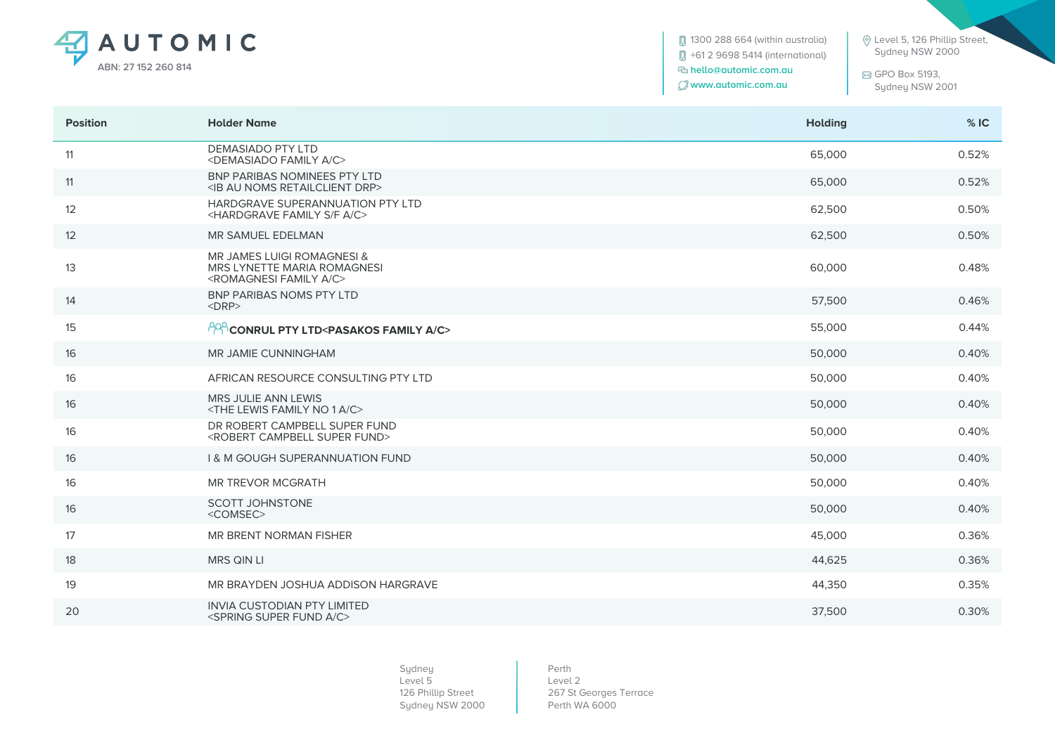| Position | Holder Name | Holding | % IC |
|---|---|---|---|
| 11 | DEMASIADO PTY LTD <DEMASIADO FAMILY A/C> | 65,000 | 0.52% |
| 11 | BNP PARIBAS NOMINEES PTY LTD <IB AU NOMS RETAILCLIENT DRP> | 65,000 | 0.52% |
| 12 | HARDGRAVE SUPERANNUATION PTY LTD <HARDGRAVE FAMILY S/F A/C> | 62,500 | 0.50% |
| 12 | MR SAMUEL EDELMAN | 62,500 | 0.50% |
| 13 | MR JAMES LUIGI ROMAGNESI & MRS LYNETTE MARIA ROMAGNESI <ROMAGNESI FAMILY A/C> | 60,000 | 0.48% |
| 14 | BNP PARIBAS NOMS PTY LTD <DRP> | 57,500 | 0.46% |
| 15 | **CONRUL PTY LTD<PASAKOS FAMILY A/C>** | 55,000 | 0.44% |
| 16 | MR JAMIE CUNNINGHAM | 50,000 | 0.40% |
| 16 | AFRICAN RESOURCE CONSULTING PTY LTD | 50,000 | 0.40% |
| 16 | MRS JULIE ANN LEWIS <THE LEWIS FAMILY NO 1 A/C> | 50,000 | 0.40% |
| 16 | DR ROBERT CAMPBELL SUPER FUND <ROBERT CAMPBELL SUPER FUND> | 50,000 | 0.40% |
| 16 | I & M GOUGH SUPERANNUATION FUND | 50,000 | 0.40% |
| 16 | MR TREVOR MCGRATH | 50,000 | 0.40% |
| 16 | SCOTT JOHNSTONE <COMSEC> | 50,000 | 0.40% |
| 17 | MR BRENT NORMAN FISHER | 45,000 | 0.36% |
| 18 | MRS QIN LI | 44,625 | 0.36% |
| 19 | MR BRAYDEN JOSHUA ADDISON HARGRAVE | 44,350 | 0.35% |
| 20 | INVIA CUSTODIAN PTY LIMITED <SPRING SUPER FUND A/C> | 37,500 | 0.30% |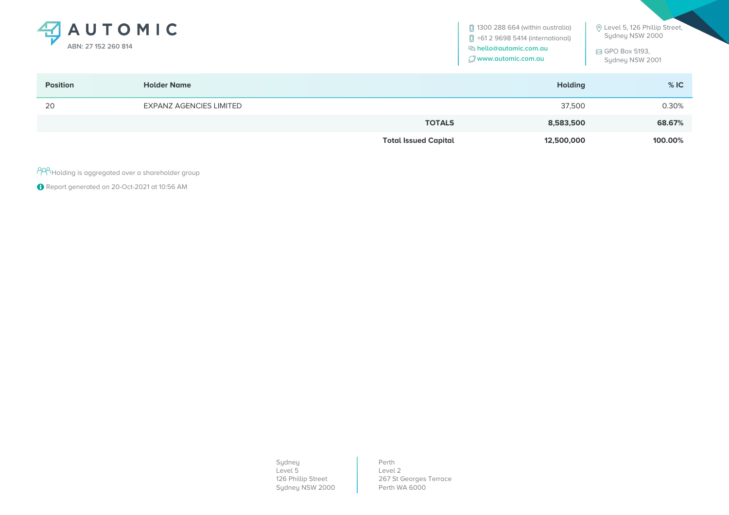| Position | Holder Name | Holding | % IC |
|---|---|---|---|
| 20 | EXPANZ AGENCIES LIMITED | 37,500 | 0.30% |
| | **TOTALS** | **8,583,500** | **68.67%** |
| | **Total Issued Capital** | **12,500,000** | **100.00%** |

Holding is aggregated over a shareholder group

Report generated on 20-Oct-2021 at 10:56 AM